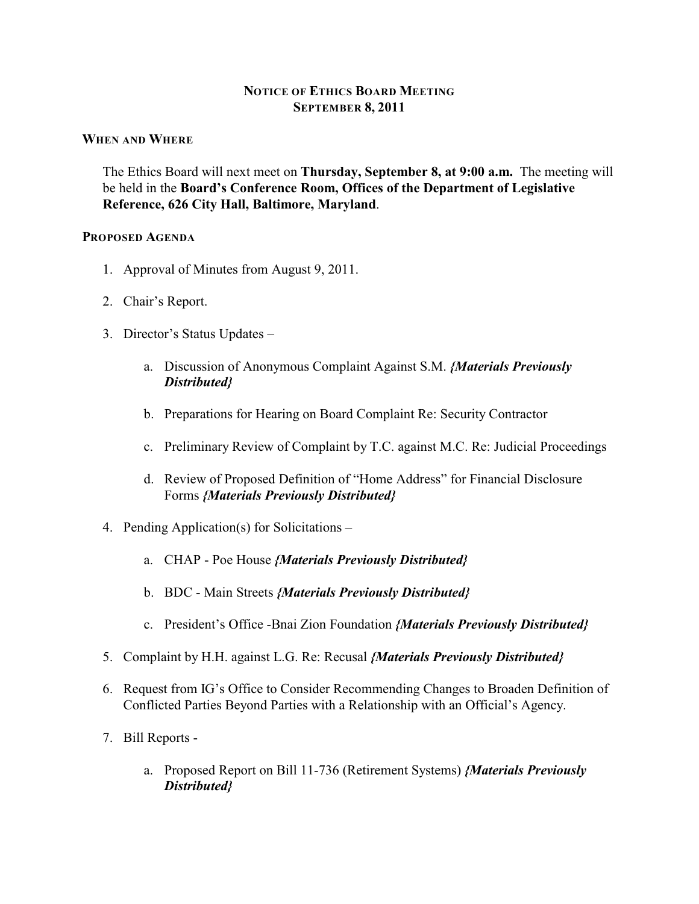# NOTICE OF ETHICS BOARD MEETING
# SEPTEMBER 8, 2011

## WHEN AND WHERE

The Ethics Board will next meet on **Thursday, September 8, at 9:00 a.m.** The meeting will be held in the **Board's Conference Room, Offices of the Department of Legislative Reference, 626 City Hall, Baltimore, Maryland**.

## PROPOSED AGENDA

1. Approval of Minutes from August 9, 2011.

2. Chair's Report.

3. Director's Status Updates –

   a. Discussion of Anonymous Complaint Against S.M. ***{Materials Previously Distributed}***

   b. Preparations for Hearing on Board Complaint Re: Security Contractor

   c. Preliminary Review of Complaint by T.C. against M.C. Re: Judicial Proceedings

   d. Review of Proposed Definition of "Home Address" for Financial Disclosure Forms ***{Materials Previously Distributed}***

4. Pending Application(s) for Solicitations –

   a. CHAP - Poe House ***{Materials Previously Distributed}***

   b. BDC - Main Streets ***{Materials Previously Distributed}***

   c. President's Office -Bnai Zion Foundation ***{Materials Previously Distributed}***

5. Complaint by H.H. against L.G. Re: Recusal ***{Materials Previously Distributed}***

6. Request from IG's Office to Consider Recommending Changes to Broaden Definition of Conflicted Parties Beyond Parties with a Relationship with an Official's Agency.

7. Bill Reports -

   a. Proposed Report on Bill 11-736 (Retirement Systems) ***{Materials Previously Distributed}***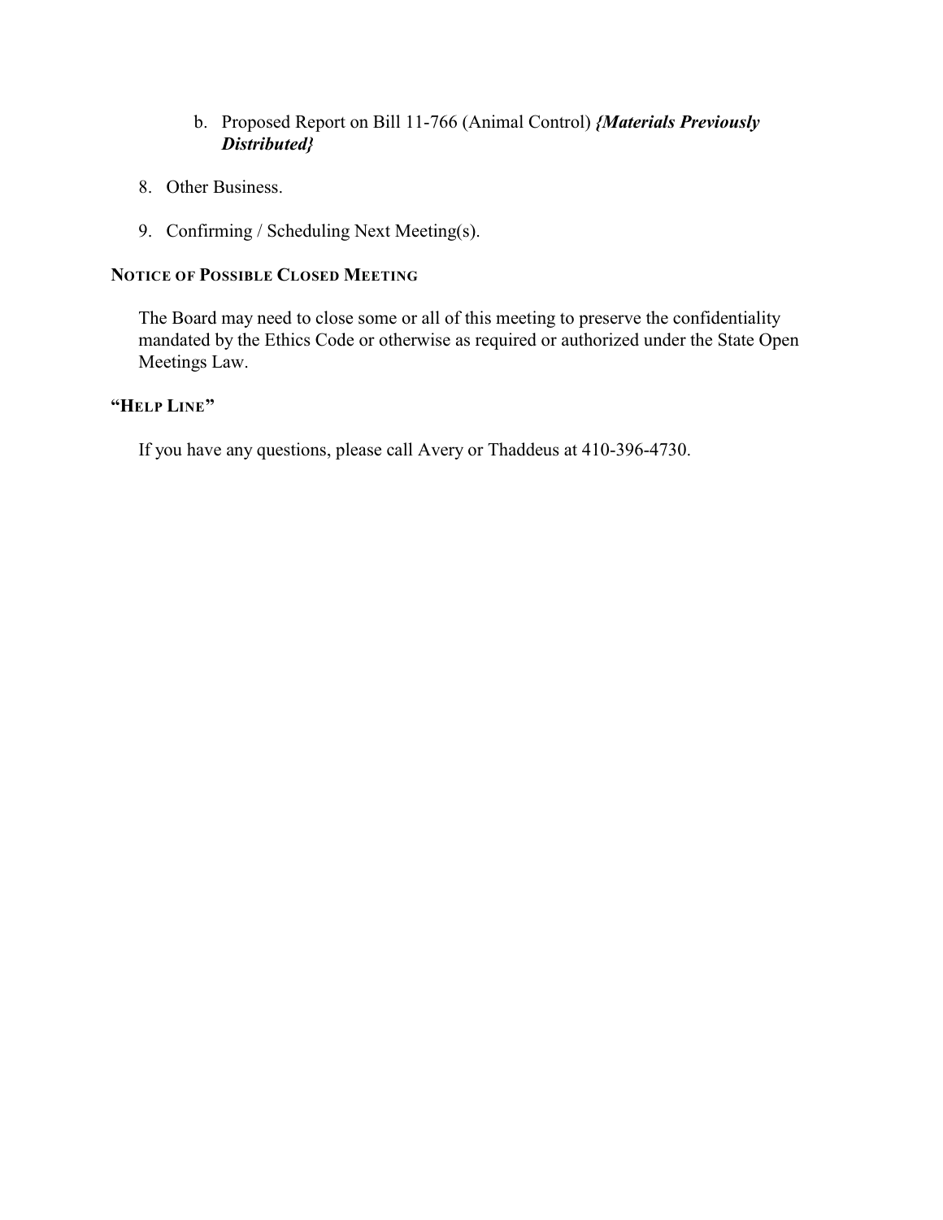b. Proposed Report on Bill 11-766 (Animal Control) ***{Materials Previously Distributed}***

8. Other Business.

9. Confirming / Scheduling Next Meeting(s).

**NOTICE OF POSSIBLE CLOSED MEETING**

The Board may need to close some or all of this meeting to preserve the confidentiality mandated by the Ethics Code or otherwise as required or authorized under the State Open Meetings Law.

**"HELP LINE"**

If you have any questions, please call Avery or Thaddeus at 410-396-4730.